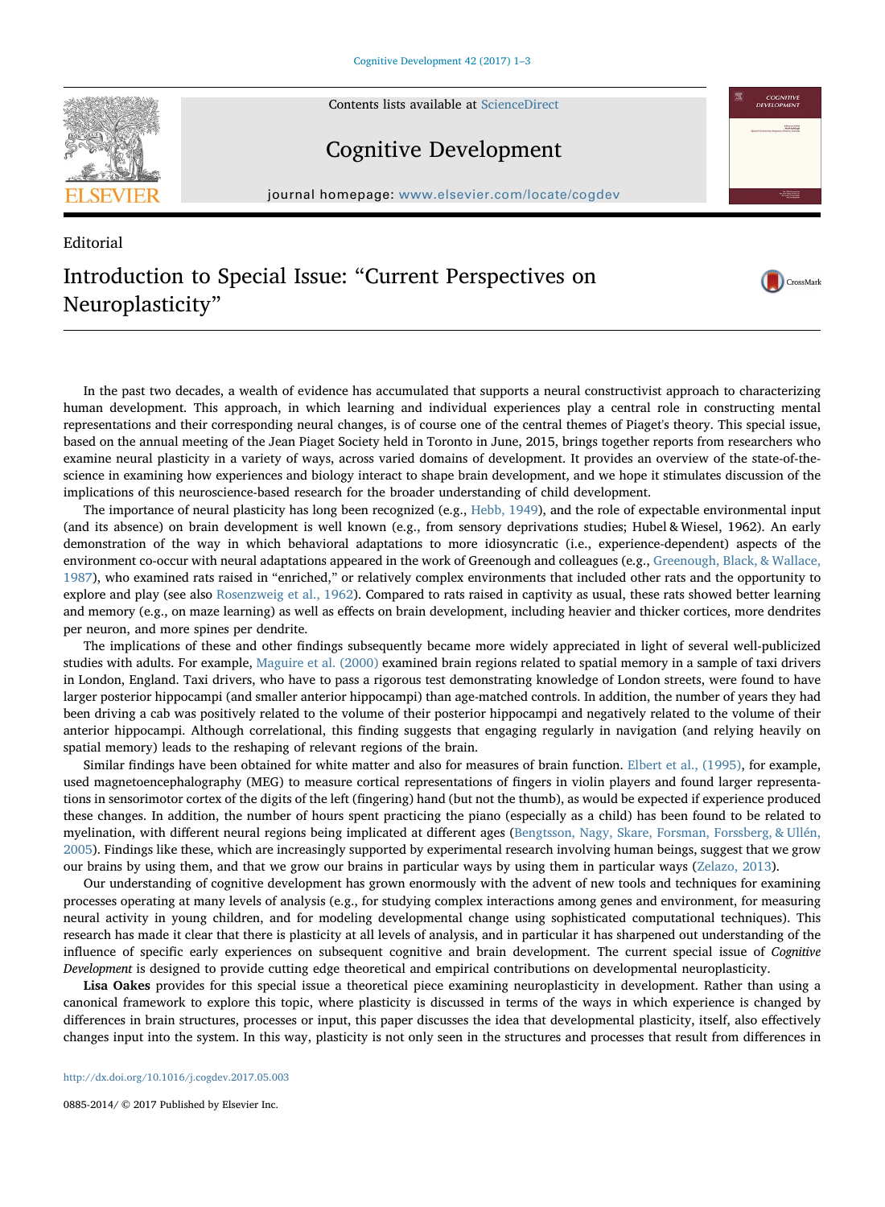Contents lists available at ScienceDirect

# Cognitive Development

journal homepage: www.elsevier.com/locate/cogdev

Editorial

## Introduction to Special Issue: "Current Perspectives on Neuroplasticity"

In the past two decades, a wealth of evidence has accumulated that supports a neural constructivist approach to characterizing human development. This approach, in which learning and individual experiences play a central role in constructing mental representations and their corresponding neural changes, is of course one of the central themes of Piaget's theory. This special issue, based on the annual meeting of the Jean Piaget Society held in Toronto in June, 2015, brings together reports from researchers who examine neural plasticity in a variety of ways, across varied domains of development. It provides an overview of the state-of-the-science in examining how experiences and biology interact to shape brain development, and we hope it stimulates discussion of the implications of this neuroscience-based research for the broader understanding of child development.

The importance of neural plasticity has long been recognized (e.g., Hebb, 1949), and the role of expectable environmental input (and its absence) on brain development is well known (e.g., from sensory deprivations studies; Hubel & Wiesel, 1962). An early demonstration of the way in which behavioral adaptations to more idiosyncratic (i.e., experience-dependent) aspects of the environment co-occur with neural adaptations appeared in the work of Greenough and colleagues (e.g., Greenough, Black, & Wallace, 1987), who examined rats raised in "enriched," or relatively complex environments that included other rats and the opportunity to explore and play (see also Rosenzweig et al., 1962). Compared to rats raised in captivity as usual, these rats showed better learning and memory (e.g., on maze learning) as well as effects on brain development, including heavier and thicker cortices, more dendrites per neuron, and more spines per dendrite.

The implications of these and other findings subsequently became more widely appreciated in light of several well-publicized studies with adults. For example, Maguire et al. (2000) examined brain regions related to spatial memory in a sample of taxi drivers in London, England. Taxi drivers, who have to pass a rigorous test demonstrating knowledge of London streets, were found to have larger posterior hippocampi (and smaller anterior hippocampi) than age-matched controls. In addition, the number of years they had been driving a cab was positively related to the volume of their posterior hippocampi and negatively related to the volume of their anterior hippocampi. Although correlational, this finding suggests that engaging regularly in navigation (and relying heavily on spatial memory) leads to the reshaping of relevant regions of the brain.

Similar findings have been obtained for white matter and also for measures of brain function. Elbert et al., (1995), for example, used magnetoencephalography (MEG) to measure cortical representations of fingers in violin players and found larger representations in sensorimotor cortex of the digits of the left (fingering) hand (but not the thumb), as would be expected if experience produced these changes. In addition, the number of hours spent practicing the piano (especially as a child) has been found to be related to myelination, with different neural regions being implicated at different ages (Bengtsson, Nagy, Skare, Forsman, Forssberg, & Ullén, 2005). Findings like these, which are increasingly supported by experimental research involving human beings, suggest that we grow our brains by using them, and that we grow our brains in particular ways by using them in particular ways (Zelazo, 2013).

Our understanding of cognitive development has grown enormously with the advent of new tools and techniques for examining processes operating at many levels of analysis (e.g., for studying complex interactions among genes and environment, for measuring neural activity in young children, and for modeling developmental change using sophisticated computational techniques). This research has made it clear that there is plasticity at all levels of analysis, and in particular it has sharpened out understanding of the influence of specific early experiences on subsequent cognitive and brain development. The current special issue of *Cognitive Development* is designed to provide cutting edge theoretical and empirical contributions on developmental neuroplasticity.

**Lisa Oakes** provides for this special issue a theoretical piece examining neuroplasticity in development. Rather than using a canonical framework to explore this topic, where plasticity is discussed in terms of the ways in which experience is changed by differences in brain structures, processes or input, this paper discusses the idea that developmental plasticity, itself, also effectively changes input into the system. In this way, plasticity is not only seen in the structures and processes that result from differences in

http://dx.doi.org/10.1016/j.cogdev.2017.05.003

0885-2014/ © 2017 Published by Elsevier Inc.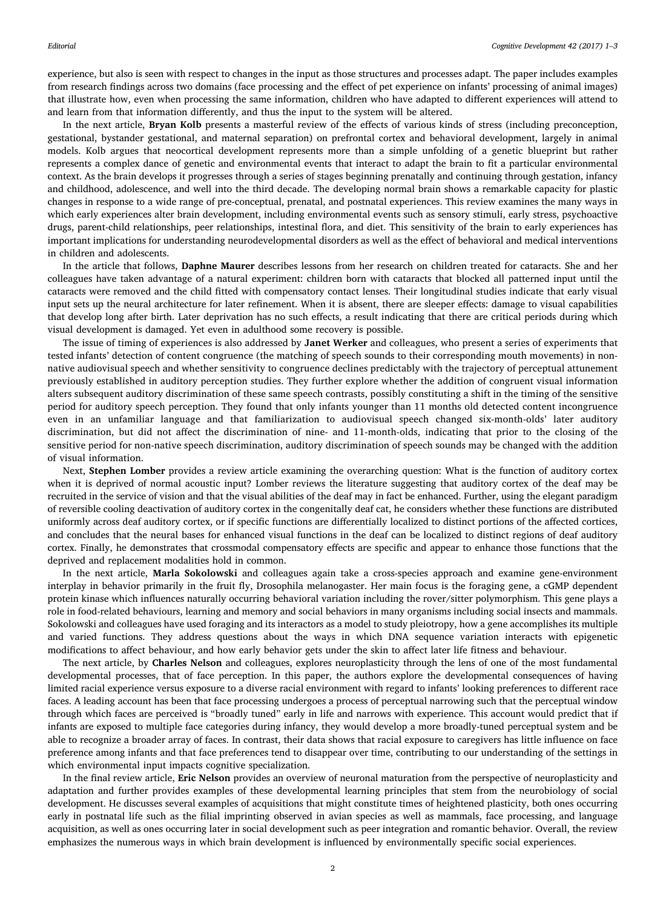experience, but also is seen with respect to changes in the input as those structures and processes adapt. The paper includes examples from research findings across two domains (face processing and the effect of pet experience on infants' processing of animal images) that illustrate how, even when processing the same information, children who have adapted to different experiences will attend to and learn from that information differently, and thus the input to the system will be altered.

In the next article, **Bryan Kolb** presents a masterful review of the effects of various kinds of stress (including preconception, gestational, bystander gestational, and maternal separation) on prefrontal cortex and behavioral development, largely in animal models. Kolb argues that neocortical development represents more than a simple unfolding of a genetic blueprint but rather represents a complex dance of genetic and environmental events that interact to adapt the brain to fit a particular environmental context. As the brain develops it progresses through a series of stages beginning prenatally and continuing through gestation, infancy and childhood, adolescence, and well into the third decade. The developing normal brain shows a remarkable capacity for plastic changes in response to a wide range of pre-conceptual, prenatal, and postnatal experiences. This review examines the many ways in which early experiences alter brain development, including environmental events such as sensory stimuli, early stress, psychoactive drugs, parent-child relationships, peer relationships, intestinal flora, and diet. This sensitivity of the brain to early experiences has important implications for understanding neurodevelopmental disorders as well as the effect of behavioral and medical interventions in children and adolescents.

In the article that follows, **Daphne Maurer** describes lessons from her research on children treated for cataracts. She and her colleagues have taken advantage of a natural experiment: children born with cataracts that blocked all patterned input until the cataracts were removed and the child fitted with compensatory contact lenses. Their longitudinal studies indicate that early visual input sets up the neural architecture for later refinement. When it is absent, there are sleeper effects: damage to visual capabilities that develop long after birth. Later deprivation has no such effects, a result indicating that there are critical periods during which visual development is damaged. Yet even in adulthood some recovery is possible.

The issue of timing of experiences is also addressed by **Janet Werker** and colleagues, who present a series of experiments that tested infants' detection of content congruence (the matching of speech sounds to their corresponding mouth movements) in non-native audiovisual speech and whether sensitivity to congruence declines predictably with the trajectory of perceptual attunement previously established in auditory perception studies. They further explore whether the addition of congruent visual information alters subsequent auditory discrimination of these same speech contrasts, possibly constituting a shift in the timing of the sensitive period for auditory speech perception. They found that only infants younger than 11 months old detected content incongruence even in an unfamiliar language and that familiarization to audiovisual speech changed six-month-olds' later auditory discrimination, but did not affect the discrimination of nine- and 11-month-olds, indicating that prior to the closing of the sensitive period for non-native speech discrimination, auditory discrimination of speech sounds may be changed with the addition of visual information.

Next, **Stephen Lomber** provides a review article examining the overarching question: What is the function of auditory cortex when it is deprived of normal acoustic input? Lomber reviews the literature suggesting that auditory cortex of the deaf may be recruited in the service of vision and that the visual abilities of the deaf may in fact be enhanced. Further, using the elegant paradigm of reversible cooling deactivation of auditory cortex in the congenitally deaf cat, he considers whether these functions are distributed uniformly across deaf auditory cortex, or if specific functions are differentially localized to distinct portions of the affected cortices, and concludes that the neural bases for enhanced visual functions in the deaf can be localized to distinct regions of deaf auditory cortex. Finally, he demonstrates that crossmodal compensatory effects are specific and appear to enhance those functions that the deprived and replacement modalities hold in common.

In the next article, **Marla Sokolowski** and colleagues again take a cross-species approach and examine gene-environment interplay in behavior primarily in the fruit fly, Drosophila melanogaster. Her main focus is the foraging gene, a cGMP dependent protein kinase which influences naturally occurring behavioral variation including the rover/sitter polymorphism. This gene plays a role in food-related behaviours, learning and memory and social behaviors in many organisms including social insects and mammals. Sokolowski and colleagues have used foraging and its interactors as a model to study pleiotropy, how a gene accomplishes its multiple and varied functions. They address questions about the ways in which DNA sequence variation interacts with epigenetic modifications to affect behaviour, and how early behavior gets under the skin to affect later life fitness and behaviour.

The next article, by **Charles Nelson** and colleagues, explores neuroplasticity through the lens of one of the most fundamental developmental processes, that of face perception. In this paper, the authors explore the developmental consequences of having limited racial experience versus exposure to a diverse racial environment with regard to infants' looking preferences to different race faces. A leading account has been that face processing undergoes a process of perceptual narrowing such that the perceptual window through which faces are perceived is "broadly tuned" early in life and narrows with experience. This account would predict that if infants are exposed to multiple face categories during infancy, they would develop a more broadly-tuned perceptual system and be able to recognize a broader array of faces. In contrast, their data shows that racial exposure to caregivers has little influence on face preference among infants and that face preferences tend to disappear over time, contributing to our understanding of the settings in which environmental input impacts cognitive specialization.

In the final review article, **Eric Nelson** provides an overview of neuronal maturation from the perspective of neuroplasticity and adaptation and further provides examples of these developmental learning principles that stem from the neurobiology of social development. He discusses several examples of acquisitions that might constitute times of heightened plasticity, both ones occurring early in postnatal life such as the filial imprinting observed in avian species as well as mammals, face processing, and language acquisition, as well as ones occurring later in social development such as peer integration and romantic behavior. Overall, the review emphasizes the numerous ways in which brain development is influenced by environmentally specific social experiences.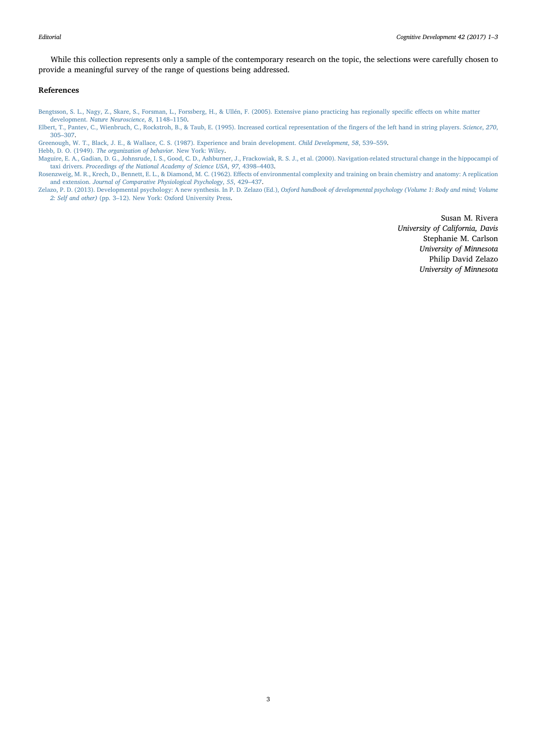While this collection represents only a sample of the contemporary research on the topic, the selections were carefully chosen to provide a meaningful survey of the range of questions being addressed.

## References

Bengtsson, S. L., Nagy, Z., Skare, S., Forsman, L., Forssberg, H., & Ullén, F. (2005). Extensive piano practicing has regionally specific effects on white matter development. *Nature Neuroscience*, *8*, 1148–1150.

Elbert, T., Pantev, C., Wienbruch, C., Rockstroh, B., & Taub, E. (1995). Increased cortical representation of the fingers of the left hand in string players. *Science*, *270*, 305–307.

Greenough, W. T., Black, J. E., & Wallace, C. S. (1987). Experience and brain development. *Child Development*, *58*, 539–559.

Hebb, D. O. (1949). *The organization of behavior.* New York: Wiley.

Maguire, E. A., Gadian, D. G., Johnsrude, I. S., Good, C. D., Ashburner, J., Frackowiak, R. S. J., et al. (2000). Navigation-related structural change in the hippocampi of taxi drivers. *Proceedings of the National Academy of Science USA*, *97*, 4398–4403.

Rosenzweig, M. R., Krech, D., Bennett, E. L., & Diamond, M. C. (1962). Effects of environmental complexity and training on brain chemistry and anatomy: A replication and extension. *Journal of Comparative Physiological Psychology*, *55*, 429–437.

Zelazo, P. D. (2013). Developmental psychology: A new synthesis. In P. D. Zelazo (Ed.), *Oxford handbook of developmental psychology (Volume 1: Body and mind; Volume 2: Self and other)* (pp. 3–12). New York: Oxford University Press.

Susan M. Rivera
*University of California, Davis*

Stephanie M. Carlson
*University of Minnesota*

Philip David Zelazo
*University of Minnesota*